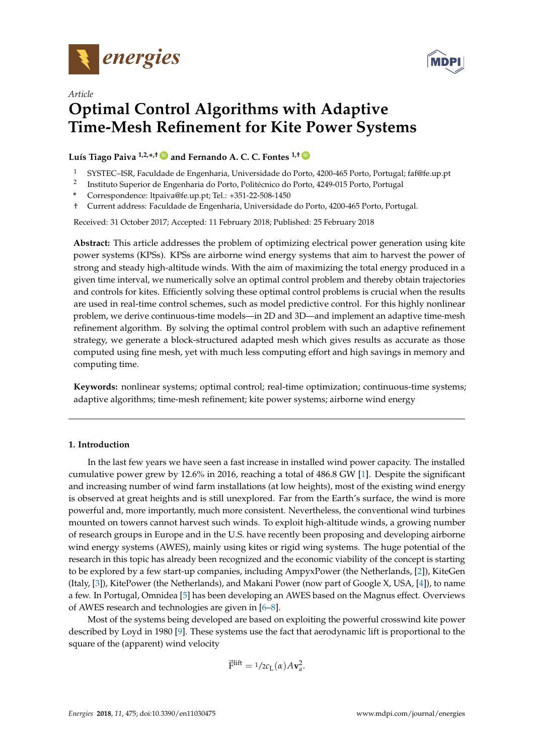*Article*

# Optimal Control Algorithms with Adaptive Time-Mesh Refinement for Kite Power Systems

**Luís Tiago Paiva [1,2,*,†] and Fernando A. C. C. Fontes [1,†]**

[1] SYSTEC–ISR, Faculdade de Engenharia, Universidade do Porto, 4200-465 Porto, Portugal; faf@fe.up.pt
[2] Instituto Superior de Engenharia do Porto, Politécnico do Porto, 4249-015 Porto, Portugal
\* Correspondence: ltpaiva@fe.up.pt; Tel.: +351-22-508-1450
† Current address: Faculdade de Engenharia, Universidade do Porto, 4200-465 Porto, Portugal.

Received: 31 October 2017; Accepted: 11 February 2018; Published: 25 February 2018

**Abstract:** This article addresses the problem of optimizing electrical power generation using kite power systems (KPSs). KPSs are airborne wind energy systems that aim to harvest the power of strong and steady high-altitude winds. With the aim of maximizing the total energy produced in a given time interval, we numerically solve an optimal control problem and thereby obtain trajectories and controls for kites. Efficiently solving these optimal control problems is crucial when the results are used in real-time control schemes, such as model predictive control. For this highly nonlinear problem, we derive continuous-time models—in 2D and 3D—and implement an adaptive time-mesh refinement algorithm. By solving the optimal control problem with such an adaptive refinement strategy, we generate a block-structured adapted mesh which gives results as accurate as those computed using fine mesh, yet with much less computing effort and high savings in memory and computing time.

**Keywords:** nonlinear systems; optimal control; real-time optimization; continuous-time systems; adaptive algorithms; time-mesh refinement; kite power systems; airborne wind energy

## 1. Introduction

In the last few years we have seen a fast increase in installed wind power capacity. The installed cumulative power grew by 12.6% in 2016, reaching a total of 486.8 GW [1]. Despite the significant and increasing number of wind farm installations (at low heights), most of the existing wind energy is observed at great heights and is still unexplored. Far from the Earth's surface, the wind is more powerful and, more importantly, much more consistent. Nevertheless, the conventional wind turbines mounted on towers cannot harvest such winds. To exploit high-altitude winds, a growing number of research groups in Europe and in the U.S. have recently been proposing and developing airborne wind energy systems (AWES), mainly using kites or rigid wing systems. The huge potential of the research in this topic has already been recognized and the economic viability of the concept is starting to be explored by a few start-up companies, including AmpyxPower (the Netherlands, [2]), KiteGen (Italy, [3]), KitePower (the Netherlands), and Makani Power (now part of Google X, USA, [4]), to name a few. In Portugal, Omnidea [5] has been developing an AWES based on the Magnus effect. Overviews of AWES research and technologies are given in [6–8].

Most of the systems being developed are based on exploiting the powerful crosswind kite power described by Loyd in 1980 [9]. These systems use the fact that aerodynamic lift is proportional to the square of the (apparent) wind velocity

$$\vec{F}^{\text{lift}} = {}^{1}\!/_{2} c_L(\alpha) A \mathbf{v}_a^2.$$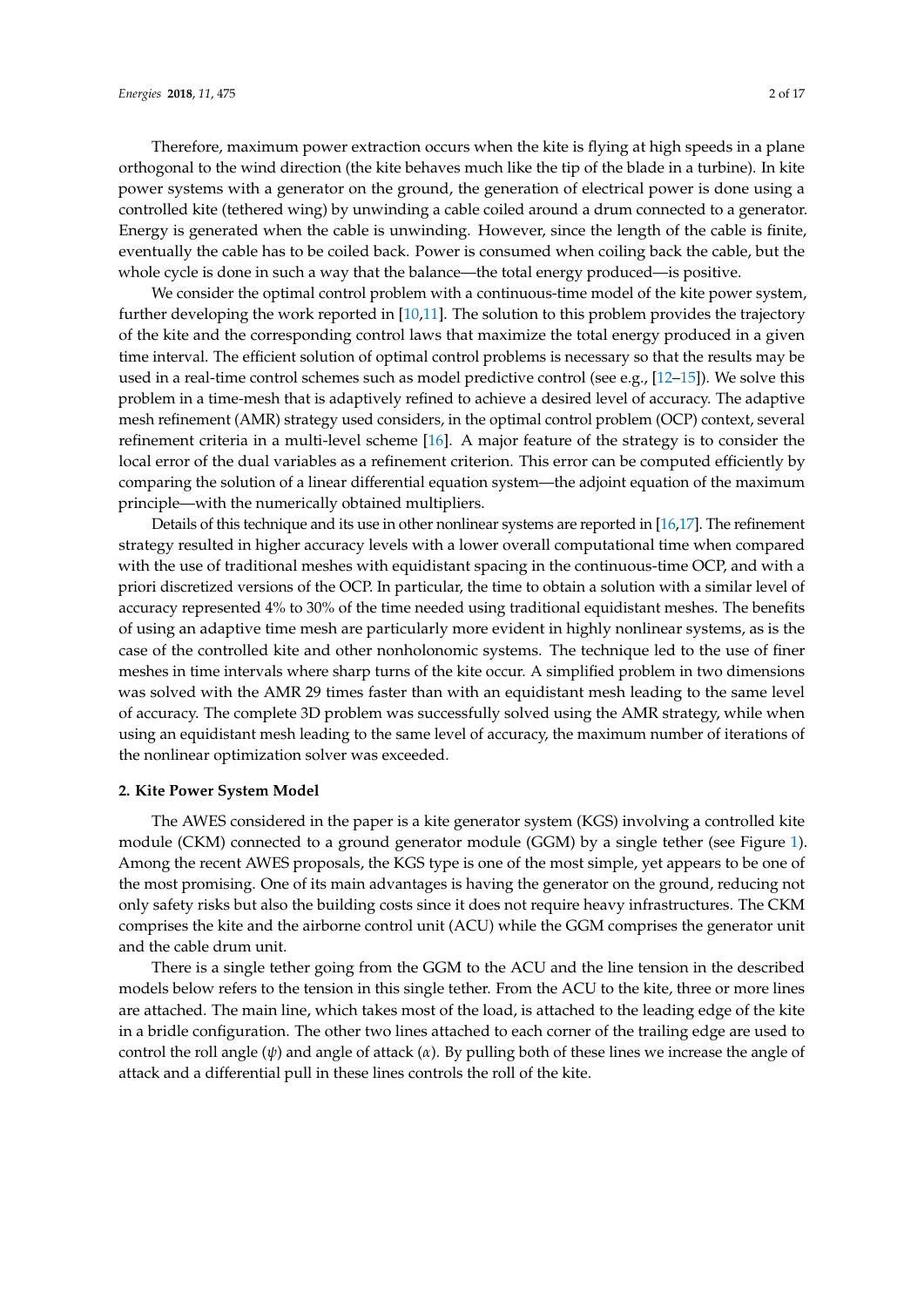Therefore, maximum power extraction occurs when the kite is flying at high speeds in a plane orthogonal to the wind direction (the kite behaves much like the tip of the blade in a turbine). In kite power systems with a generator on the ground, the generation of electrical power is done using a controlled kite (tethered wing) by unwinding a cable coiled around a drum connected to a generator. Energy is generated when the cable is unwinding. However, since the length of the cable is finite, eventually the cable has to be coiled back. Power is consumed when coiling back the cable, but the whole cycle is done in such a way that the balance—the total energy produced—is positive.

We consider the optimal control problem with a continuous-time model of the kite power system, further developing the work reported in [10,11]. The solution to this problem provides the trajectory of the kite and the corresponding control laws that maximize the total energy produced in a given time interval. The efficient solution of optimal control problems is necessary so that the results may be used in a real-time control schemes such as model predictive control (see e.g., [12–15]). We solve this problem in a time-mesh that is adaptively refined to achieve a desired level of accuracy. The adaptive mesh refinement (AMR) strategy used considers, in the optimal control problem (OCP) context, several refinement criteria in a multi-level scheme [16]. A major feature of the strategy is to consider the local error of the dual variables as a refinement criterion. This error can be computed efficiently by comparing the solution of a linear differential equation system—the adjoint equation of the maximum principle—with the numerically obtained multipliers.

Details of this technique and its use in other nonlinear systems are reported in [16,17]. The refinement strategy resulted in higher accuracy levels with a lower overall computational time when compared with the use of traditional meshes with equidistant spacing in the continuous-time OCP, and with a priori discretized versions of the OCP. In particular, the time to obtain a solution with a similar level of accuracy represented 4% to 30% of the time needed using traditional equidistant meshes. The benefits of using an adaptive time mesh are particularly more evident in highly nonlinear systems, as is the case of the controlled kite and other nonholonomic systems. The technique led to the use of finer meshes in time intervals where sharp turns of the kite occur. A simplified problem in two dimensions was solved with the AMR 29 times faster than with an equidistant mesh leading to the same level of accuracy. The complete 3D problem was successfully solved using the AMR strategy, while when using an equidistant mesh leading to the same level of accuracy, the maximum number of iterations of the nonlinear optimization solver was exceeded.

## 2. Kite Power System Model

The AWES considered in the paper is a kite generator system (KGS) involving a controlled kite module (CKM) connected to a ground generator module (GGM) by a single tether (see Figure 1). Among the recent AWES proposals, the KGS type is one of the most simple, yet appears to be one of the most promising. One of its main advantages is having the generator on the ground, reducing not only safety risks but also the building costs since it does not require heavy infrastructures. The CKM comprises the kite and the airborne control unit (ACU) while the GGM comprises the generator unit and the cable drum unit.

There is a single tether going from the GGM to the ACU and the line tension in the described models below refers to the tension in this single tether. From the ACU to the kite, three or more lines are attached. The main line, which takes most of the load, is attached to the leading edge of the kite in a bridle configuration. The other two lines attached to each corner of the trailing edge are used to control the roll angle ($\psi$) and angle of attack ($\alpha$). By pulling both of these lines we increase the angle of attack and a differential pull in these lines controls the roll of the kite.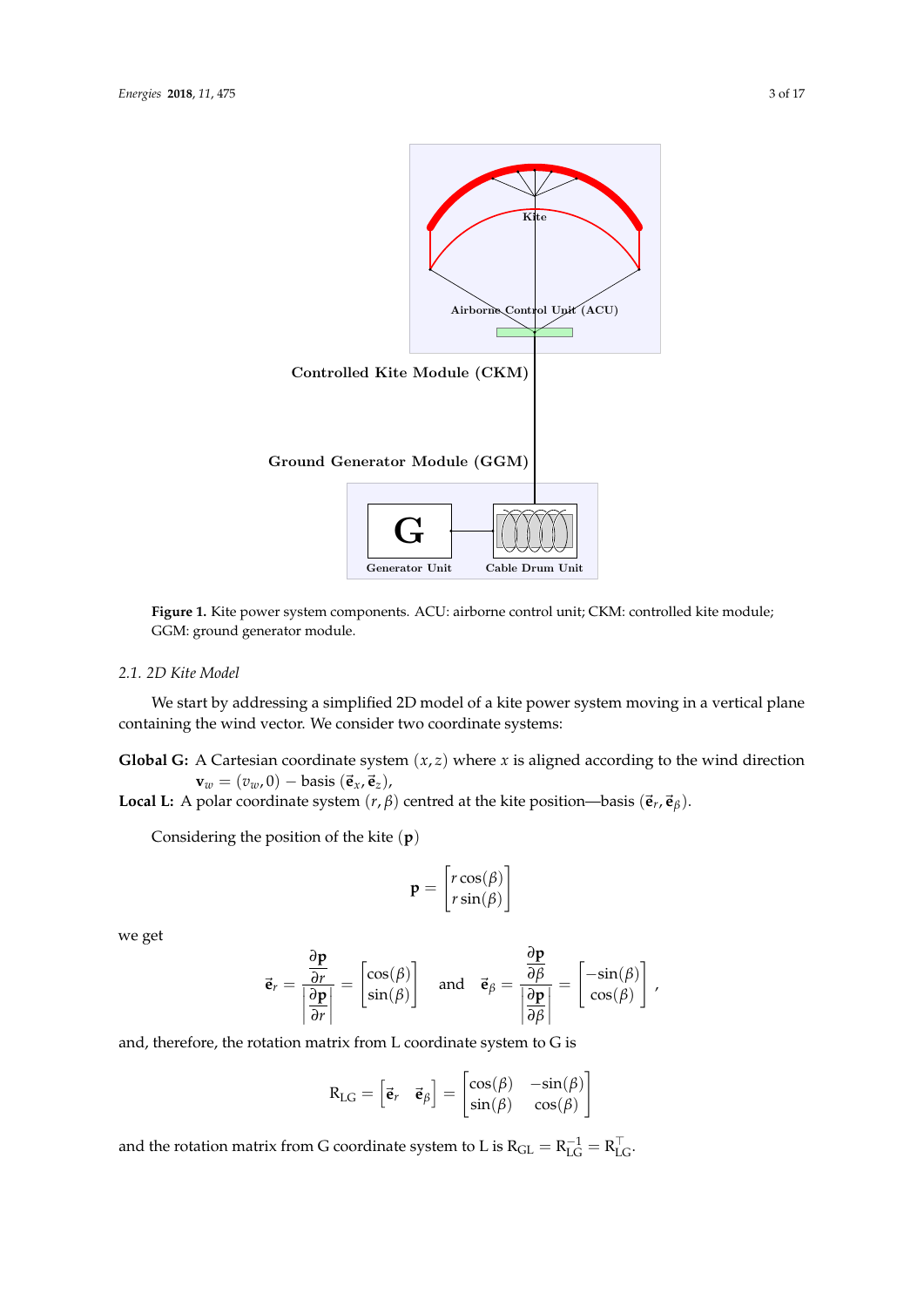Figure 1. Kite power system components. ACU: airborne control unit; CKM: controlled kite module; GGM: ground generator module.

### 2.1. 2D Kite Model

We start by addressing a simplified 2D model of a kite power system moving in a vertical plane containing the wind vector. We consider two coordinate systems:

**Global G:** A Cartesian coordinate system $(x, z)$ where $x$ is aligned according to the wind direction $\mathbf{v}_w = (v_w, 0)$ – basis $(\vec{\mathbf{e}}_x, \vec{\mathbf{e}}_z)$,

**Local L:** A polar coordinate system $(r, \beta)$ centred at the kite position—basis $(\vec{\mathbf{e}}_r, \vec{\mathbf{e}}_\beta)$.

Considering the position of the kite $(\mathbf{p})$

$$\mathbf{p} = \begin{bmatrix} r\cos(\beta) \\ r\sin(\beta) \end{bmatrix}$$

we get

$$\vec{\mathbf{e}}_r = \frac{\frac{\partial \mathbf{p}}{\partial r}}{\left|\frac{\partial \mathbf{p}}{\partial r}\right|} = \begin{bmatrix} \cos(\beta) \\ \sin(\beta) \end{bmatrix} \quad \text{and} \quad \vec{\mathbf{e}}_\beta = \frac{\frac{\partial \mathbf{p}}{\partial \beta}}{\left|\frac{\partial \mathbf{p}}{\partial \beta}\right|} = \begin{bmatrix} -\sin(\beta) \\ \cos(\beta) \end{bmatrix},$$

and, therefore, the rotation matrix from L coordinate system to G is

$$\mathrm{R}_{\mathrm{LG}} = \begin{bmatrix} \vec{\mathbf{e}}_r & \vec{\mathbf{e}}_\beta \end{bmatrix} = \begin{bmatrix} \cos(\beta) & -\sin(\beta) \\ \sin(\beta) & \cos(\beta) \end{bmatrix}$$

and the rotation matrix from G coordinate system to L is $\mathrm{R}_{\mathrm{GL}} = \mathrm{R}_{\mathrm{LG}}^{-1} = \mathrm{R}_{\mathrm{LG}}^{\top}$.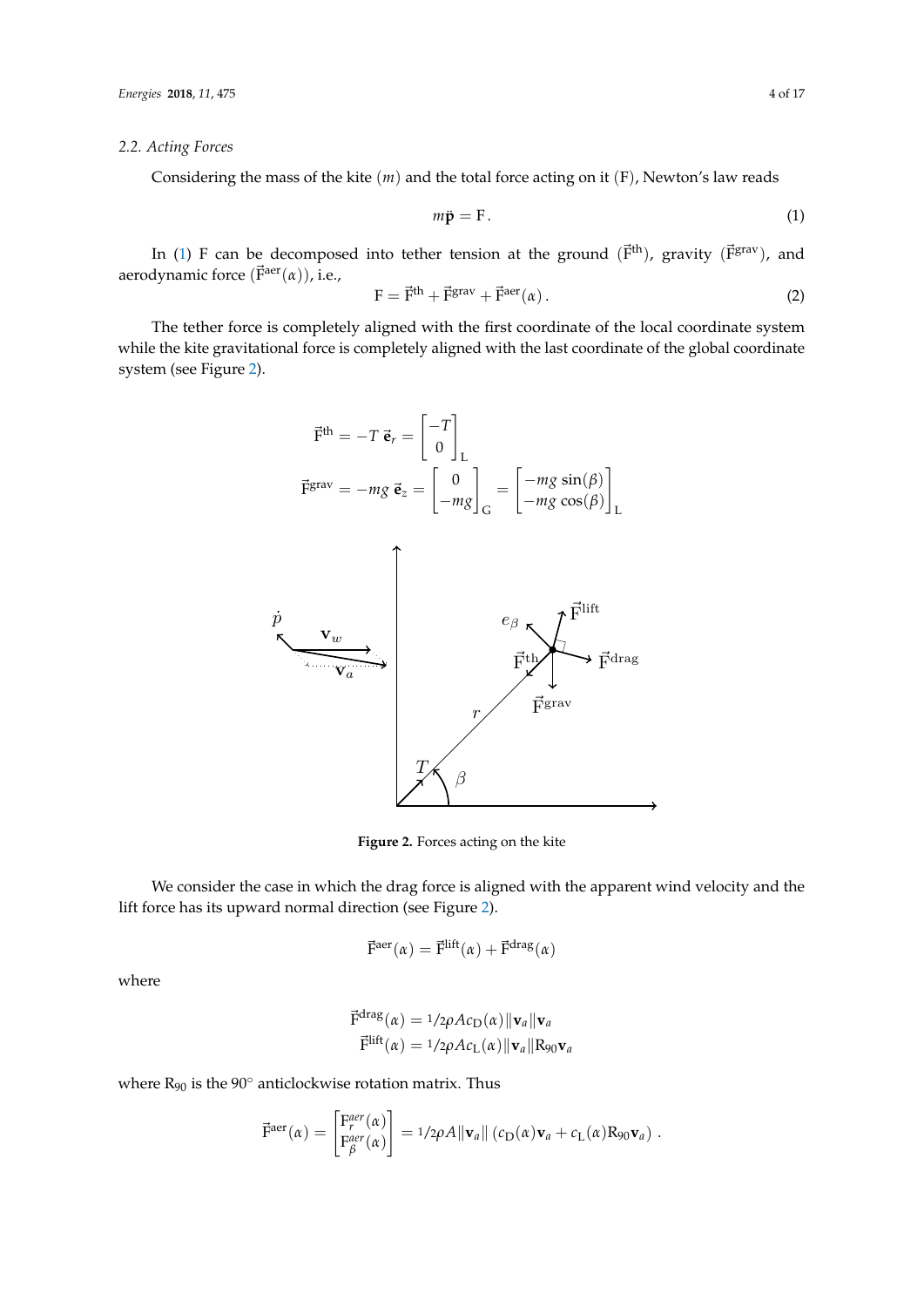### 2.2. Acting Forces

Considering the mass of the kite $(m)$ and the total force acting on it (F), Newton's law reads

$$m\ddot{\mathbf{p}} = \mathrm{F}\,. \tag{1}$$

In (1) F can be decomposed into tether tension at the ground ($\vec{\mathrm{F}}^{\mathrm{th}}$), gravity ($\vec{\mathrm{F}}^{\mathrm{grav}}$), and aerodynamic force ($\vec{\mathrm{F}}^{\mathrm{aer}}(\alpha)$), i.e.,

$$\mathrm{F} = \vec{\mathrm{F}}^{\mathrm{th}} + \vec{\mathrm{F}}^{\mathrm{grav}} + \vec{\mathrm{F}}^{\mathrm{aer}}(\alpha)\,. \tag{2}$$

The tether force is completely aligned with the first coordinate of the local coordinate system while the kite gravitational force is completely aligned with the last coordinate of the global coordinate system (see Figure 2).

$$\vec{\mathrm{F}}^{\mathrm{th}} = -T\,\vec{\mathbf{e}}_r = \begin{bmatrix} -T \\ 0 \end{bmatrix}_{\mathrm{L}}$$

$$\vec{\mathrm{F}}^{\mathrm{grav}} = -mg\,\vec{\mathbf{e}}_z = \begin{bmatrix} 0 \\ -mg \end{bmatrix}_{\mathrm{G}} = \begin{bmatrix} -mg\,\sin(\beta) \\ -mg\,\cos(\beta) \end{bmatrix}_{\mathrm{L}}$$

**Figure 2.** Forces acting on the kite

We consider the case in which the drag force is aligned with the apparent wind velocity and the lift force has its upward normal direction (see Figure 2).

$$\vec{\mathrm{F}}^{\mathrm{aer}}(\alpha) = \vec{\mathrm{F}}^{\mathrm{lift}}(\alpha) + \vec{\mathrm{F}}^{\mathrm{drag}}(\alpha)$$

where

$$\vec{\mathrm{F}}^{\mathrm{drag}}(\alpha) = {}^{1}\!/_{2}\rho A c_{\mathrm{D}}(\alpha)\|\mathbf{v}_a\|\mathbf{v}_a$$

$$\vec{\mathrm{F}}^{\mathrm{lift}}(\alpha) = {}^{1}\!/_{2}\rho A c_{\mathrm{L}}(\alpha)\|\mathbf{v}_a\|\mathrm{R}_{90}\mathbf{v}_a$$

where $\mathrm{R}_{90}$ is the $90^{\circ}$ anticlockwise rotation matrix. Thus

$$\vec{\mathrm{F}}^{\mathrm{aer}}(\alpha) = \begin{bmatrix} \mathrm{F}_r^{aer}(\alpha) \\ \mathrm{F}_\beta^{aer}(\alpha) \end{bmatrix} = {}^{1}\!/_{2}\rho A\|\mathbf{v}_a\|\left(c_{\mathrm{D}}(\alpha)\mathbf{v}_a + c_{\mathrm{L}}(\alpha)\mathrm{R}_{90}\mathbf{v}_a\right)\,.$$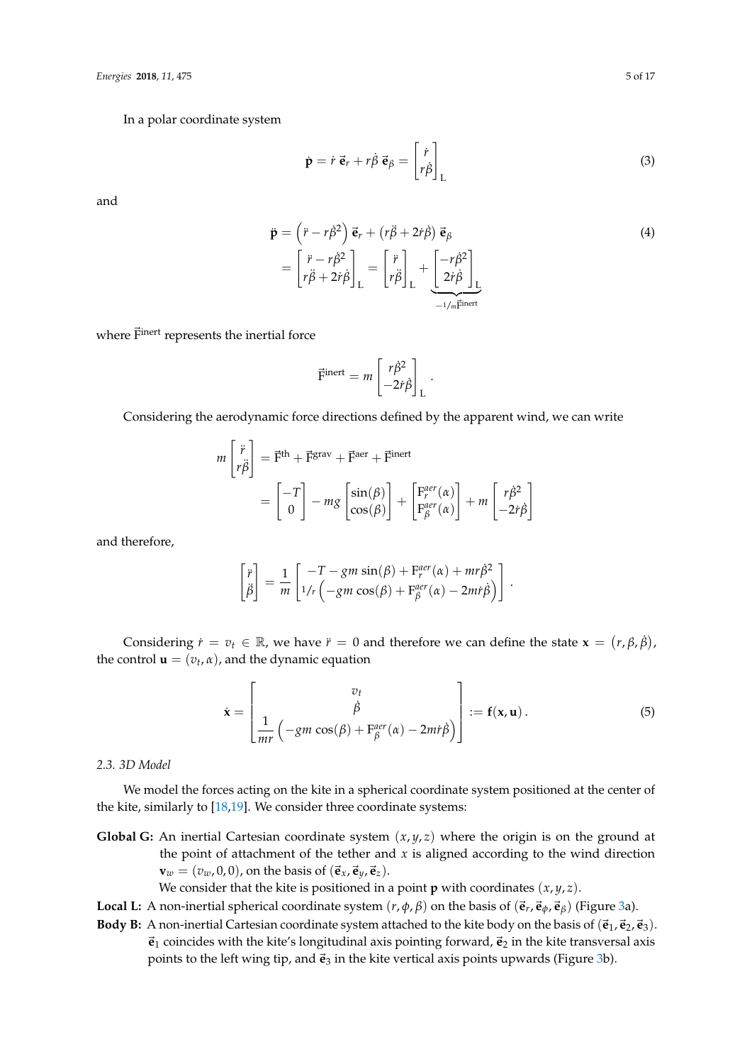In a polar coordinate system

$$\dot{\mathbf{p}} = \dot{r}\,\vec{\mathbf{e}}_r + r\dot{\beta}\,\vec{\mathbf{e}}_\beta = \begin{bmatrix} \dot{r} \\ r\dot{\beta} \end{bmatrix}_{\mathrm{L}} \tag{3}$$

and

$$\begin{aligned} \ddot{\mathbf{p}} &= \left(\ddot{r} - r\dot{\beta}^2\right)\vec{\mathbf{e}}_r + \left(r\ddot{\beta} + 2\dot{r}\dot{\beta}\right)\vec{\mathbf{e}}_\beta \\ &= \begin{bmatrix} \ddot{r} - r\dot{\beta}^2 \\ r\ddot{\beta} + 2\dot{r}\dot{\beta} \end{bmatrix}_{\mathrm{L}} = \begin{bmatrix} \ddot{r} \\ r\ddot{\beta} \end{bmatrix}_{\mathrm{L}} + \underbrace{\begin{bmatrix} -r\dot{\beta}^2 \\ 2\dot{r}\dot{\beta} \end{bmatrix}_{\mathrm{L}}}_{-1/m\vec{\mathrm{F}}^{\mathrm{inert}}} \end{aligned} \tag{4}$$

where $\vec{\mathrm{F}}^{\mathrm{inert}}$ represents the inertial force

$$\vec{\mathrm{F}}^{\mathrm{inert}} = m \begin{bmatrix} r\dot{\beta}^2 \\ -2\dot{r}\dot{\beta} \end{bmatrix}_{\mathrm{L}}.$$

Considering the aerodynamic force directions defined by the apparent wind, we can write

$$\begin{aligned} m \begin{bmatrix} \ddot{r} \\ r\ddot{\beta} \end{bmatrix} &= \vec{\mathrm{F}}^{\mathrm{th}} + \vec{\mathrm{F}}^{\mathrm{grav}} + \vec{\mathrm{F}}^{\mathrm{aer}} + \vec{\mathrm{F}}^{\mathrm{inert}} \\ &= \begin{bmatrix} -T \\ 0 \end{bmatrix} - mg \begin{bmatrix} \sin(\beta) \\ \cos(\beta) \end{bmatrix} + \begin{bmatrix} \mathrm{F}_r^{aer}(\alpha) \\ \mathrm{F}_\beta^{aer}(\alpha) \end{bmatrix} + m \begin{bmatrix} r\dot{\beta}^2 \\ -2\dot{r}\dot{\beta} \end{bmatrix} \end{aligned}$$

and therefore,

$$\begin{bmatrix} \ddot{r} \\ \ddot{\beta} \end{bmatrix} = \frac{1}{m} \begin{bmatrix} -T - gm\sin(\beta) + \mathrm{F}_r^{aer}(\alpha) + mr\dot{\beta}^2 \\ 1/r\left(-gm\cos(\beta) + \mathrm{F}_\beta^{aer}(\alpha) - 2m\dot{r}\dot{\beta}\right) \end{bmatrix}.$$

Considering $\dot{r} = v_t \in \mathbb{R}$, we have $\ddot{r} = 0$ and therefore we can define the state $\mathbf{x} = \left(r, \beta, \dot{\beta}\right)$, the control $\mathbf{u} = (v_t, \alpha)$, and the dynamic equation

$$\dot{\mathbf{x}} = \begin{bmatrix} v_t \\ \dot{\beta} \\ \dfrac{1}{mr}\left(-gm\cos(\beta) + \mathrm{F}_\beta^{aer}(\alpha) - 2m\dot{r}\dot{\beta}\right) \end{bmatrix} := \mathbf{f}(\mathbf{x}, \mathbf{u}). \tag{5}$$

### 2.3. 3D Model

We model the forces acting on the kite in a spherical coordinate system positioned at the center of the kite, similarly to [18,19]. We consider three coordinate systems:

**Global G:** An inertial Cartesian coordinate system $(x, y, z)$ where the origin is on the ground at the point of attachment of the tether and $x$ is aligned according to the wind direction $\mathbf{v}_w = (v_w, 0, 0)$, on the basis of $(\vec{\mathbf{e}}_x, \vec{\mathbf{e}}_y, \vec{\mathbf{e}}_z)$.
We consider that the kite is positioned in a point $\mathbf{p}$ with coordinates $(x, y, z)$.

**Local L:** A non-inertial spherical coordinate system $(r, \phi, \beta)$ on the basis of $(\vec{\mathbf{e}}_r, \vec{\mathbf{e}}_\phi, \vec{\mathbf{e}}_\beta)$ (Figure 3a).

**Body B:** A non-inertial Cartesian coordinate system attached to the kite body on the basis of $(\vec{\mathbf{e}}_1, \vec{\mathbf{e}}_2, \vec{\mathbf{e}}_3)$. $\vec{\mathbf{e}}_1$ coincides with the kite's longitudinal axis pointing forward, $\vec{\mathbf{e}}_2$ in the kite transversal axis points to the left wing tip, and $\vec{\mathbf{e}}_3$ in the kite vertical axis points upwards (Figure 3b).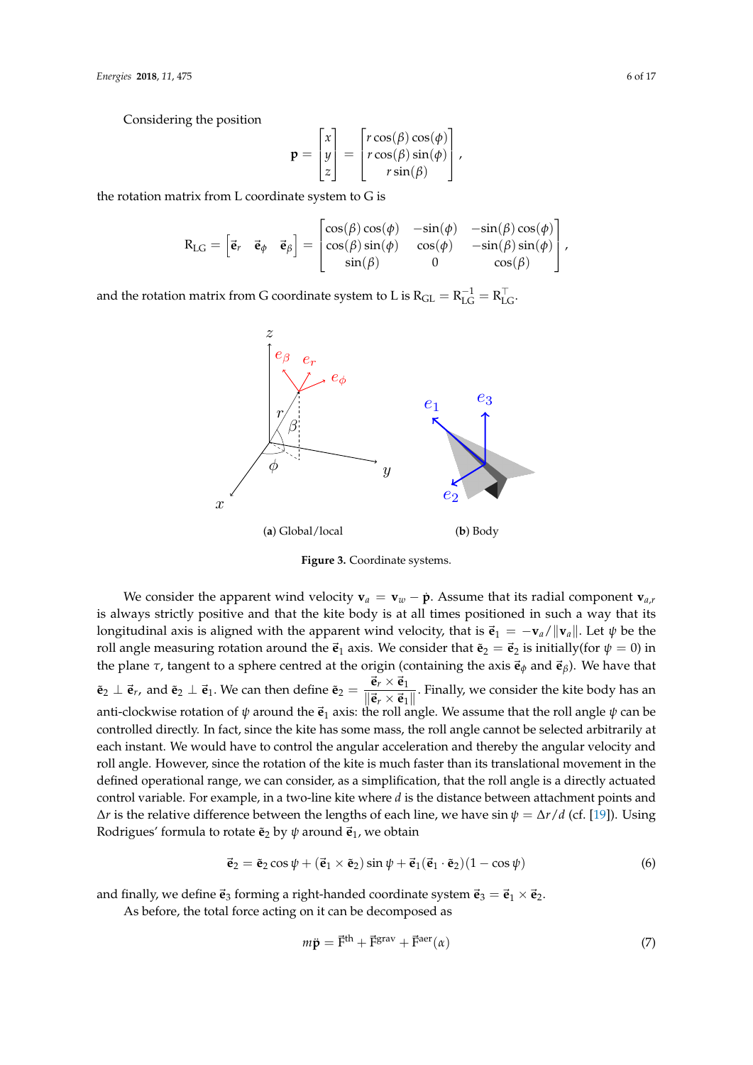Considering the position

$$\mathbf{p} = \begin{bmatrix} x \\ y \\ z \end{bmatrix} = \begin{bmatrix} r\cos(\beta)\cos(\phi) \\ r\cos(\beta)\sin(\phi) \\ r\sin(\beta) \end{bmatrix},$$

the rotation matrix from L coordinate system to G is

$$\mathrm{R}_{\mathrm{LG}} = \begin{bmatrix} \vec{\mathbf{e}}_r & \vec{\mathbf{e}}_\phi & \vec{\mathbf{e}}_\beta \end{bmatrix} = \begin{bmatrix} \cos(\beta)\cos(\phi) & -\sin(\phi) & -\sin(\beta)\cos(\phi) \\ \cos(\beta)\sin(\phi) & \cos(\phi) & -\sin(\beta)\sin(\phi) \\ \sin(\beta) & 0 & \cos(\beta) \end{bmatrix},$$

and the rotation matrix from G coordinate system to L is $\mathrm{R}_{\mathrm{GL}} = \mathrm{R}_{\mathrm{LG}}^{-1} = \mathrm{R}_{\mathrm{LG}}^{\top}$.

(**a**) Global/local (**b**) Body

**Figure 3.** Coordinate systems.

We consider the apparent wind velocity $\mathbf{v}_a = \mathbf{v}_w - \dot{\mathbf{p}}$. Assume that its radial component $\mathbf{v}_{a,r}$ is always strictly positive and that the kite body is at all times positioned in such a way that its longitudinal axis is aligned with the apparent wind velocity, that is $\vec{\mathbf{e}}_1 = -\mathbf{v}_a/\|\mathbf{v}_a\|$. Let $\psi$ be the roll angle measuring rotation around the $\vec{\mathbf{e}}_1$ axis. We consider that $\vec{\mathbf{e}}_2 = \tilde{\mathbf{e}}_2$ is initially(for $\psi = 0$) in the plane $\tau$, tangent to a sphere centred at the origin (containing the axis $\vec{\mathbf{e}}_\phi$ and $\vec{\mathbf{e}}_\beta$). We have that $\tilde{\mathbf{e}}_2 \perp \vec{\mathbf{e}}_r$, and $\tilde{\mathbf{e}}_2 \perp \vec{\mathbf{e}}_1$. We can then define $\tilde{\mathbf{e}}_2 = \dfrac{\vec{\mathbf{e}}_r \times \vec{\mathbf{e}}_1}{\|\vec{\mathbf{e}}_r \times \vec{\mathbf{e}}_1\|}$. Finally, we consider the kite body has an anti-clockwise rotation of $\psi$ around the $\vec{\mathbf{e}}_1$ axis: the roll angle. We assume that the roll angle $\psi$ can be controlled directly. In fact, since the kite has some mass, the roll angle cannot be selected arbitrarily at each instant. We would have to control the angular acceleration and thereby the angular velocity and roll angle. However, since the rotation of the kite is much faster than its translational movement in the defined operational range, we can consider, as a simplification, that the roll angle is a directly actuated control variable. For example, in a two-line kite where $d$ is the distance between attachment points and $\Delta r$ is the relative difference between the lengths of each line, we have $\sin\psi = \Delta r/d$ (cf. [19]). Using Rodrigues' formula to rotate $\tilde{\mathbf{e}}_2$ by $\psi$ around $\vec{\mathbf{e}}_1$, we obtain

$$\vec{\mathbf{e}}_2 = \tilde{\mathbf{e}}_2\cos\psi + (\vec{\mathbf{e}}_1 \times \tilde{\mathbf{e}}_2)\sin\psi + \vec{\mathbf{e}}_1(\vec{\mathbf{e}}_1 \cdot \tilde{\mathbf{e}}_2)(1-\cos\psi) \tag{6}$$

and finally, we define $\vec{\mathbf{e}}_3$ forming a right-handed coordinate system $\vec{\mathbf{e}}_3 = \vec{\mathbf{e}}_1 \times \vec{\mathbf{e}}_2$.

As before, the total force acting on it can be decomposed as

$$m\ddot{\mathbf{p}} = \vec{\mathrm{F}}^{\mathrm{th}} + \vec{\mathrm{F}}^{\mathrm{grav}} + \vec{\mathrm{F}}^{\mathrm{aer}}(\alpha) \tag{7}$$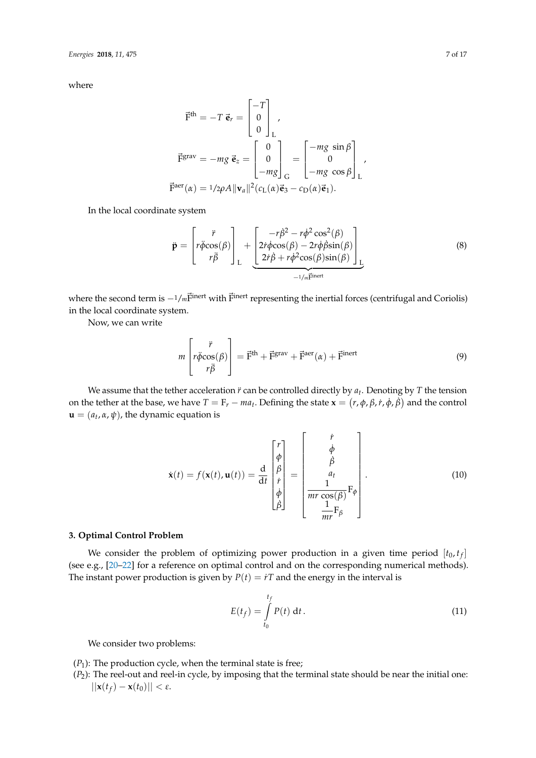where

$$
\vec{\mathrm{F}}^{\mathrm{th}} = -T\,\vec{\mathbf{e}}_r = \begin{bmatrix} -T \\ 0 \\ 0 \end{bmatrix}_{\mathrm{L}},
$$

$$
\vec{\mathrm{F}}^{\mathrm{grav}} = -mg\,\vec{\mathbf{e}}_z = \begin{bmatrix} 0 \\ 0 \\ -mg \end{bmatrix}_{\mathrm{G}} = \begin{bmatrix} -mg\ \sin\beta \\ 0 \\ -mg\ \cos\beta \end{bmatrix}_{\mathrm{L}},
$$

$$
\vec{\mathrm{F}}^{\mathrm{aer}}(\alpha) = {}^{1}\!/\!_{2}\rho A \|\mathbf{v}_a\|^2 (c_{\mathrm{L}}(\alpha)\vec{\mathbf{e}}_3 - c_{\mathrm{D}}(\alpha)\vec{\mathbf{e}}_1).
$$

In the local coordinate system

$$
\ddot{\mathbf{p}} = \begin{bmatrix} \ddot{r} \\ r\ddot{\phi}\cos(\beta) \\ r\ddot{\beta} \end{bmatrix}_{\mathrm{L}} + \underbrace{\begin{bmatrix} -r\dot{\beta}^2 - r\dot{\phi}^2\cos^2(\beta) \\ 2\dot{r}\dot{\phi}\cos(\beta) - 2r\dot{\phi}\dot{\beta}\sin(\beta) \\ 2\dot{r}\dot{\beta} + r\dot{\phi}^2\cos(\beta)\sin(\beta) \end{bmatrix}_{\mathrm{L}}}_{-1/m\vec{\mathrm{F}}^{\mathrm{inert}}} \tag{8}
$$

where the second term is $-1/m\vec{\mathrm{F}}^{\mathrm{inert}}$ with $\vec{\mathrm{F}}^{\mathrm{inert}}$ representing the inertial forces (centrifugal and Coriolis) in the local coordinate system.

Now, we can write

$$
m \begin{bmatrix} \ddot{r} \\ r\ddot{\phi}\cos(\beta) \\ r\ddot{\beta} \end{bmatrix} = \vec{\mathrm{F}}^{\mathrm{th}} + \vec{\mathrm{F}}^{\mathrm{grav}} + \vec{\mathrm{F}}^{\mathrm{aer}}(\alpha) + \vec{\mathrm{F}}^{\mathrm{inert}} \tag{9}
$$

We assume that the tether acceleration $\ddot{r}$ can be controlled directly by $a_t$. Denoting by $T$ the tension on the tether at the base, we have $T = \mathrm{F}_r - ma_t$. Defining the state $\mathbf{x} = (r, \phi, \beta, \dot{r}, \dot{\phi}, \dot{\beta})$ and the control $\mathbf{u} = (a_t, \alpha, \psi)$, the dynamic equation is

$$
\dot{\mathbf{x}}(t) = f(\mathbf{x}(t), \mathbf{u}(t)) = \frac{\mathrm{d}}{\mathrm{d}t} \begin{bmatrix} r \\ \phi \\ \beta \\ \dot{r} \\ \dot{\phi} \\ \dot{\beta} \end{bmatrix} = \begin{bmatrix} \dot{r} \\ \dot{\phi} \\ \dot{\beta} \\ a_t \\ \dfrac{1}{mr\cos(\beta)}\mathrm{F}_\phi \\ \dfrac{1}{mr}\mathrm{F}_\beta \end{bmatrix}. \tag{10}
$$

### 3. Optimal Control Problem

We consider the problem of optimizing power production in a given time period $[t_0, t_f]$ (see e.g., [20–22] for a reference on optimal control and on the corresponding numerical methods). The instant power production is given by $P(t) = \dot{r}T$ and the energy in the interval is

$$
E(t_f) = \int_{t_0}^{t_f} P(t)\ \mathrm{d}t\,. \tag{11}
$$

We consider two problems:

($P_1$): The production cycle, when the terminal state is free;
($P_2$): The reel-out and reel-in cycle, by imposing that the terminal state should be near the initial one: $||\mathbf{x}(t_f) - \mathbf{x}(t_0)|| < \varepsilon$.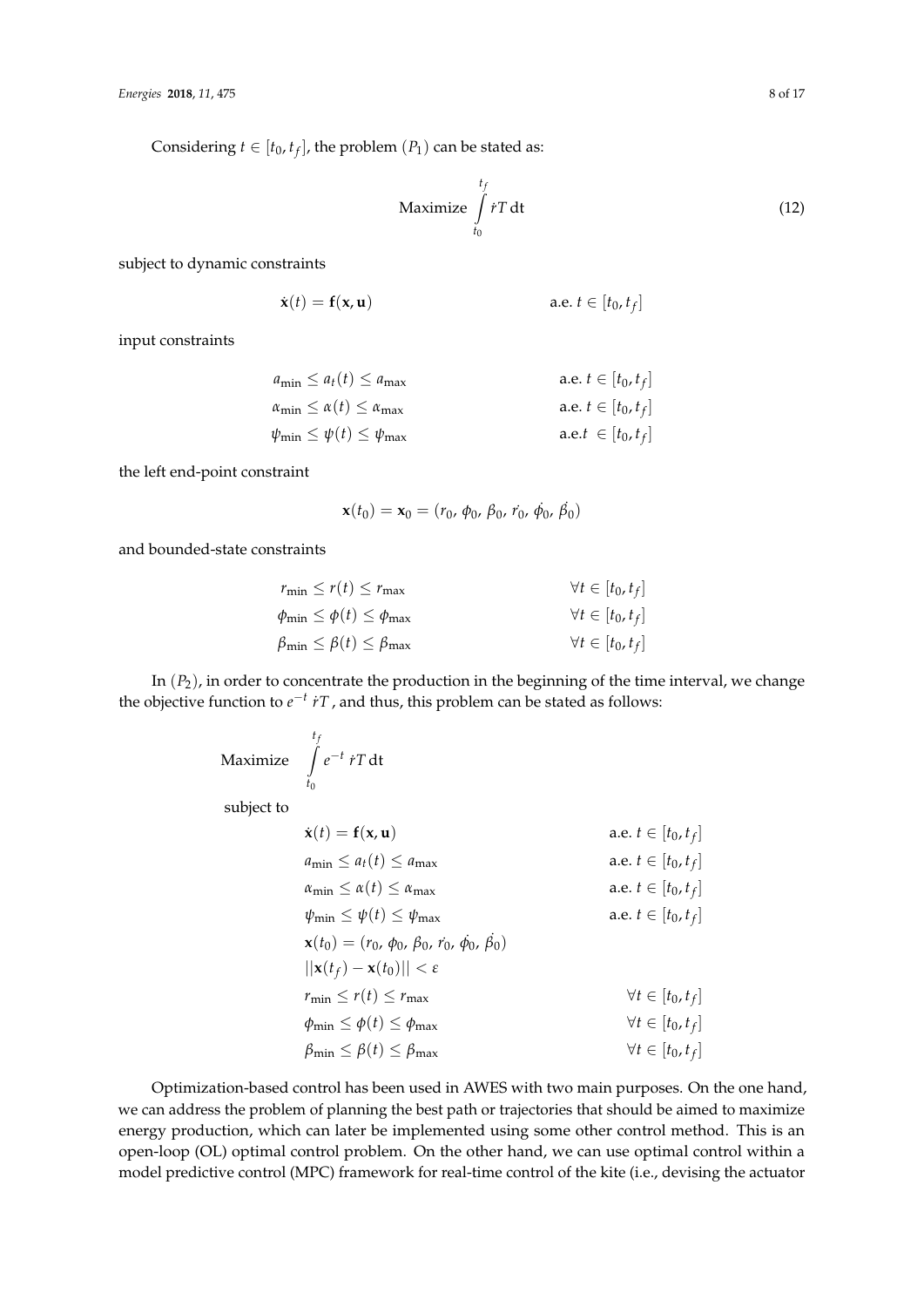Considering $t \in [t_0, t_f]$, the problem $(P_1)$ can be stated as:

$$\text{Maximize} \int_{t_0}^{t_f} \dot{r}T \, \mathrm{d}t \tag{12}$$

subject to dynamic constraints

$$\dot{\mathbf{x}}(t) = \mathbf{f}(\mathbf{x}, \mathbf{u}) \qquad \text{a.e. } t \in [t_0, t_f]$$

input constraints

$$\begin{aligned}
a_{\min} &\leq a_t(t) \leq a_{\max} & \text{a.e. } t \in [t_0, t_f] \\
\alpha_{\min} &\leq \alpha(t) \leq \alpha_{\max} & \text{a.e. } t \in [t_0, t_f] \\
\psi_{\min} &\leq \psi(t) \leq \psi_{\max} & \text{a.e.} t \in [t_0, t_f]
\end{aligned}$$

the left end-point constraint

$$\mathbf{x}(t_0) = \mathbf{x}_0 = (r_0,\, \phi_0,\, \beta_0,\, \dot{r_0},\, \dot{\phi_0},\, \dot{\beta_0})$$

and bounded-state constraints

$$\begin{aligned}
r_{\min} &\leq r(t) \leq r_{\max} & \forall t \in [t_0, t_f] \\
\phi_{\min} &\leq \phi(t) \leq \phi_{\max} & \forall t \in [t_0, t_f] \\
\beta_{\min} &\leq \beta(t) \leq \beta_{\max} & \forall t \in [t_0, t_f]
\end{aligned}$$

In $(P_2)$, in order to concentrate the production in the beginning of the time interval, we change the objective function to $e^{-t}\, \dot{r}T$, and thus, this problem can be stated as follows:

$$\text{Maximize} \quad \int_{t_0}^{t_f} e^{-t}\, \dot{r}T \, \mathrm{d}t$$

subject to

$$\begin{aligned}
&\dot{\mathbf{x}}(t) = \mathbf{f}(\mathbf{x}, \mathbf{u}) & \text{a.e. } t \in [t_0, t_f] \\
&a_{\min} \leq a_t(t) \leq a_{\max} & \text{a.e. } t \in [t_0, t_f] \\
&\alpha_{\min} \leq \alpha(t) \leq \alpha_{\max} & \text{a.e. } t \in [t_0, t_f] \\
&\psi_{\min} \leq \psi(t) \leq \psi_{\max} & \text{a.e. } t \in [t_0, t_f] \\
&\mathbf{x}(t_0) = (r_0,\, \phi_0,\, \beta_0,\, \dot{r_0},\, \dot{\phi_0},\, \dot{\beta_0}) & \\
&||\mathbf{x}(t_f) - \mathbf{x}(t_0)|| < \varepsilon & \\
&r_{\min} \leq r(t) \leq r_{\max} & \forall t \in [t_0, t_f] \\
&\phi_{\min} \leq \phi(t) \leq \phi_{\max} & \forall t \in [t_0, t_f] \\
&\beta_{\min} \leq \beta(t) \leq \beta_{\max} & \forall t \in [t_0, t_f]
\end{aligned}$$

Optimization-based control has been used in AWES with two main purposes. On the one hand, we can address the problem of planning the best path or trajectories that should be aimed to maximize energy production, which can later be implemented using some other control method. This is an open-loop (OL) optimal control problem. On the other hand, we can use optimal control within a model predictive control (MPC) framework for real-time control of the kite (i.e., devising the actuator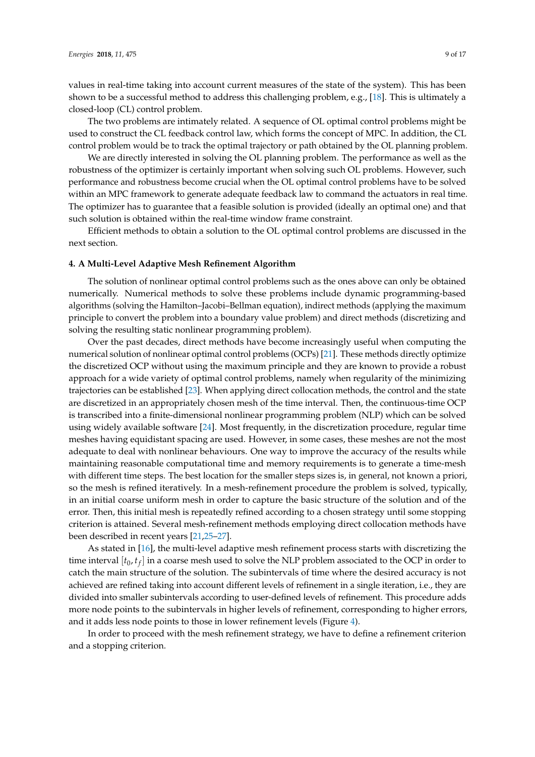values in real-time taking into account current measures of the state of the system). This has been shown to be a successful method to address this challenging problem, e.g., [18]. This is ultimately a closed-loop (CL) control problem.

The two problems are intimately related. A sequence of OL optimal control problems might be used to construct the CL feedback control law, which forms the concept of MPC. In addition, the CL control problem would be to track the optimal trajectory or path obtained by the OL planning problem.

We are directly interested in solving the OL planning problem. The performance as well as the robustness of the optimizer is certainly important when solving such OL problems. However, such performance and robustness become crucial when the OL optimal control problems have to be solved within an MPC framework to generate adequate feedback law to command the actuators in real time. The optimizer has to guarantee that a feasible solution is provided (ideally an optimal one) and that such solution is obtained within the real-time window frame constraint.

Efficient methods to obtain a solution to the OL optimal control problems are discussed in the next section.

## 4. A Multi-Level Adaptive Mesh Refinement Algorithm

The solution of nonlinear optimal control problems such as the ones above can only be obtained numerically. Numerical methods to solve these problems include dynamic programming-based algorithms (solving the Hamilton–Jacobi–Bellman equation), indirect methods (applying the maximum principle to convert the problem into a boundary value problem) and direct methods (discretizing and solving the resulting static nonlinear programming problem).

Over the past decades, direct methods have become increasingly useful when computing the numerical solution of nonlinear optimal control problems (OCPs) [21]. These methods directly optimize the discretized OCP without using the maximum principle and they are known to provide a robust approach for a wide variety of optimal control problems, namely when regularity of the minimizing trajectories can be established [23]. When applying direct collocation methods, the control and the state are discretized in an appropriately chosen mesh of the time interval. Then, the continuous-time OCP is transcribed into a finite-dimensional nonlinear programming problem (NLP) which can be solved using widely available software [24]. Most frequently, in the discretization procedure, regular time meshes having equidistant spacing are used. However, in some cases, these meshes are not the most adequate to deal with nonlinear behaviours. One way to improve the accuracy of the results while maintaining reasonable computational time and memory requirements is to generate a time-mesh with different time steps. The best location for the smaller steps sizes is, in general, not known a priori, so the mesh is refined iteratively. In a mesh-refinement procedure the problem is solved, typically, in an initial coarse uniform mesh in order to capture the basic structure of the solution and of the error. Then, this initial mesh is repeatedly refined according to a chosen strategy until some stopping criterion is attained. Several mesh-refinement methods employing direct collocation methods have been described in recent years [21,25–27].

As stated in [16], the multi-level adaptive mesh refinement process starts with discretizing the time interval $[t_0, t_f]$ in a coarse mesh used to solve the NLP problem associated to the OCP in order to catch the main structure of the solution. The subintervals of time where the desired accuracy is not achieved are refined taking into account different levels of refinement in a single iteration, i.e., they are divided into smaller subintervals according to user-defined levels of refinement. This procedure adds more node points to the subintervals in higher levels of refinement, corresponding to higher errors, and it adds less node points to those in lower refinement levels (Figure 4).

In order to proceed with the mesh refinement strategy, we have to define a refinement criterion and a stopping criterion.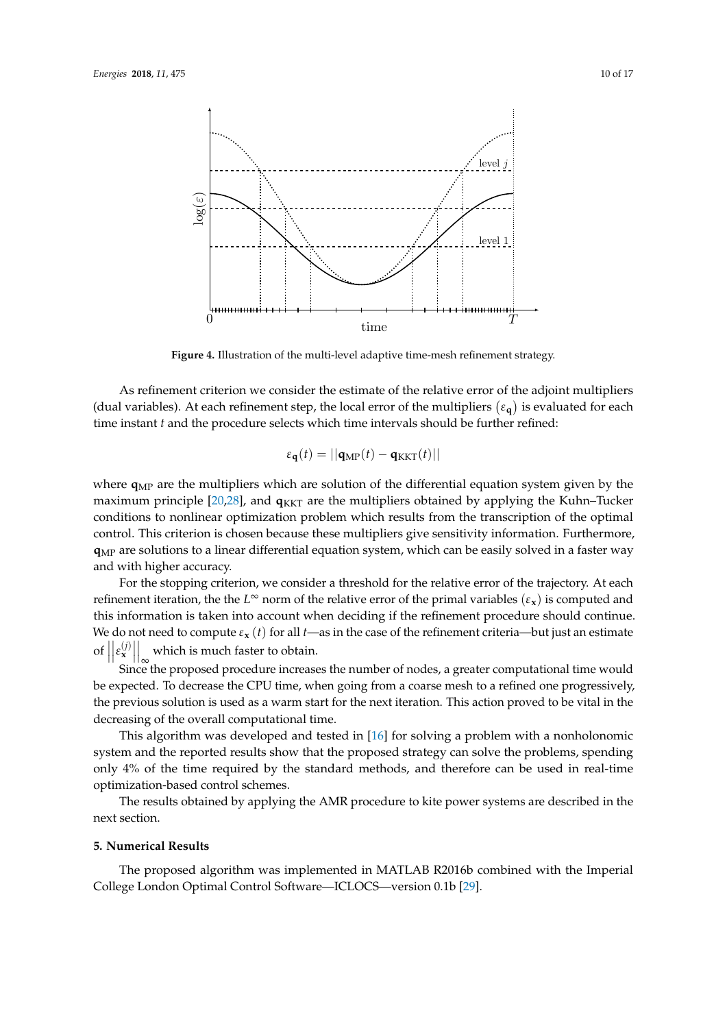**Figure 4.** Illustration of the multi-level adaptive time-mesh refinement strategy.

As refinement criterion we consider the estimate of the relative error of the adjoint multipliers (dual variables). At each refinement step, the local error of the multipliers $(\varepsilon_{\mathbf{q}})$ is evaluated for each time instant $t$ and the procedure selects which time intervals should be further refined:

$$\varepsilon_{\mathbf{q}}(t) = ||\mathbf{q}_{\mathrm{MP}}(t) - \mathbf{q}_{\mathrm{KKT}}(t)||$$

where $\mathbf{q}_{\mathrm{MP}}$ are the multipliers which are solution of the differential equation system given by the maximum principle [20,28], and $\mathbf{q}_{\mathrm{KKT}}$ are the multipliers obtained by applying the Kuhn–Tucker conditions to nonlinear optimization problem which results from the transcription of the optimal control. This criterion is chosen because these multipliers give sensitivity information. Furthermore, $\mathbf{q}_{\mathrm{MP}}$ are solutions to a linear differential equation system, which can be easily solved in a faster way and with higher accuracy.

For the stopping criterion, we consider a threshold for the relative error of the trajectory. At each refinement iteration, the the $L^{\infty}$ norm of the relative error of the primal variables $(\varepsilon_{\mathbf{x}})$ is computed and this information is taken into account when deciding if the refinement procedure should continue. We do not need to compute $\varepsilon_{\mathbf{x}}(t)$ for all $t$—as in the case of the refinement criteria—but just an estimate of $\left|\left|\varepsilon_{\mathbf{x}}^{(j)}\right|\right|_{\infty}$ which is much faster to obtain.

Since the proposed procedure increases the number of nodes, a greater computational time would be expected. To decrease the CPU time, when going from a coarse mesh to a refined one progressively, the previous solution is used as a warm start for the next iteration. This action proved to be vital in the decreasing of the overall computational time.

This algorithm was developed and tested in [16] for solving a problem with a nonholonomic system and the reported results show that the proposed strategy can solve the problems, spending only 4% of the time required by the standard methods, and therefore can be used in real-time optimization-based control schemes.

The results obtained by applying the AMR procedure to kite power systems are described in the next section.

## 5. Numerical Results

The proposed algorithm was implemented in MATLAB R2016b combined with the Imperial College London Optimal Control Software—ICLOCS—version 0.1b [29].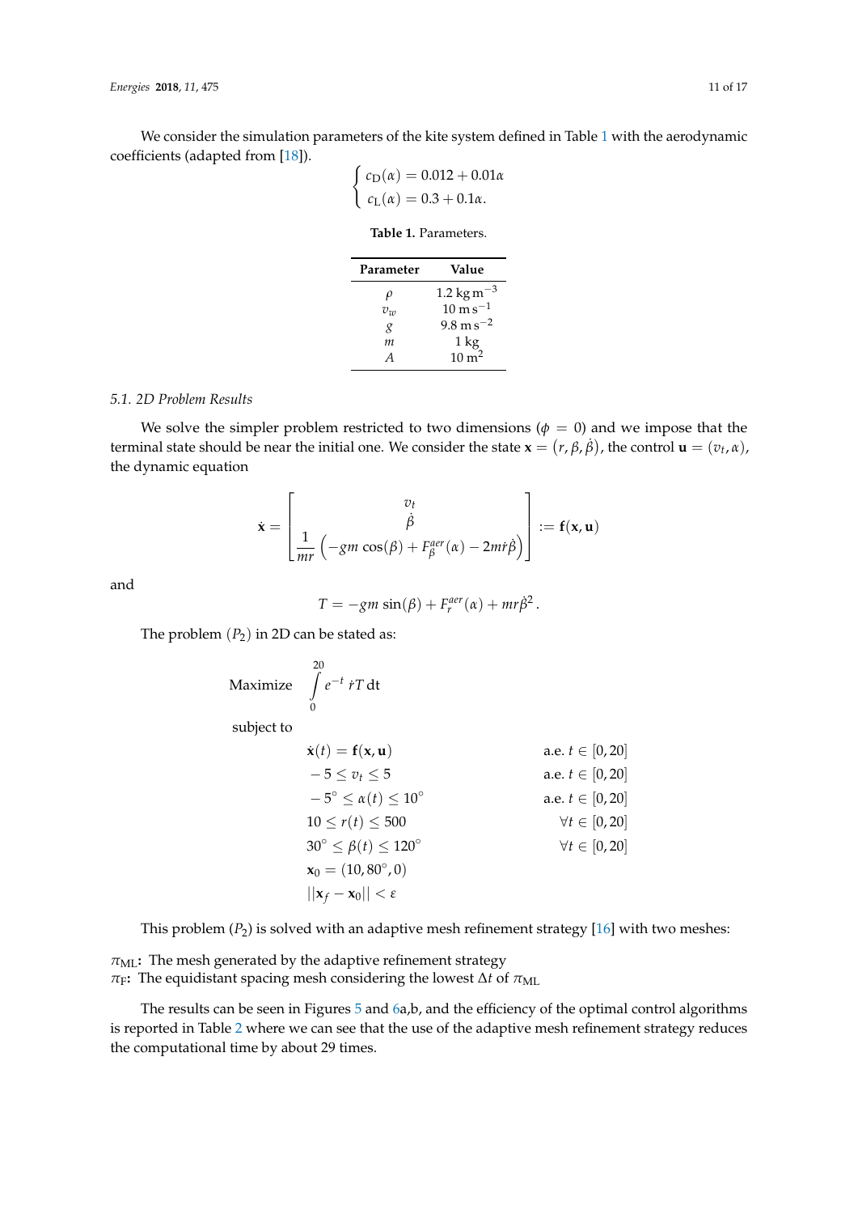We consider the simulation parameters of the kite system defined in Table 1 with the aerodynamic coefficients (adapted from [18]).

$$\begin{cases} c_D(\alpha) = 0.012 + 0.01\alpha \\ c_L(\alpha) = 0.3 + 0.1\alpha. \end{cases}$$

**Table 1.** Parameters.

| Parameter | Value |
| --- | --- |
| $\rho$ | $1.2\ \mathrm{kg\,m^{-3}}$ |
| $v_w$ | $10\ \mathrm{m\,s^{-1}}$ |
| $g$ | $9.8\ \mathrm{m\,s^{-2}}$ |
| $m$ | $1\ \mathrm{kg}$ |
| $A$ | $10\ \mathrm{m^2}$ |

### 5.1. 2D Problem Results

We solve the simpler problem restricted to two dimensions ($\phi = 0$) and we impose that the terminal state should be near the initial one. We consider the state $\mathbf{x} = (r, \beta, \dot{\beta})$, the control $\mathbf{u} = (v_t, \alpha)$, the dynamic equation

$$\dot{\mathbf{x}} = \begin{bmatrix} v_t \\ \dot{\beta} \\ \dfrac{1}{mr}\left(-gm\cos(\beta) + F_{\beta}^{aer}(\alpha) - 2m\dot{r}\dot{\beta}\right) \end{bmatrix} := \mathbf{f}(\mathbf{x}, \mathbf{u})$$

and

$$T = -gm\sin(\beta) + F_r^{aer}(\alpha) + mr\dot{\beta}^2 .$$

The problem $(P_2)$ in 2D can be stated as:

$$\text{Maximize} \quad \int_0^{20} e^{-t}\, \dot{r} T \,\mathrm{d}t$$

subject to

$$\begin{aligned}
&\dot{\mathbf{x}}(t) = \mathbf{f}(\mathbf{x}, \mathbf{u}) && \text{a.e. } t \in [0, 20] \\
&-5 \leq v_t \leq 5 && \text{a.e. } t \in [0, 20] \\
&-5^\circ \leq \alpha(t) \leq 10^\circ && \text{a.e. } t \in [0, 20] \\
&10 \leq r(t) \leq 500 && \forall t \in [0, 20] \\
&30^\circ \leq \beta(t) \leq 120^\circ && \forall t \in [0, 20] \\
&\mathbf{x}_0 = (10, 80^\circ, 0) && \\
&||\mathbf{x}_f - \mathbf{x}_0|| < \varepsilon &&
\end{aligned}$$

This problem $(P_2)$ is solved with an adaptive mesh refinement strategy [16] with two meshes:

$\pi_{\mathrm{ML}}$**:** The mesh generated by the adaptive refinement strategy
$\pi_{\mathrm{F}}$**:** The equidistant spacing mesh considering the lowest $\Delta t$ of $\pi_{\mathrm{ML}}$

The results can be seen in Figures 5 and 6a,b, and the efficiency of the optimal control algorithms is reported in Table 2 where we can see that the use of the adaptive mesh refinement strategy reduces the computational time by about 29 times.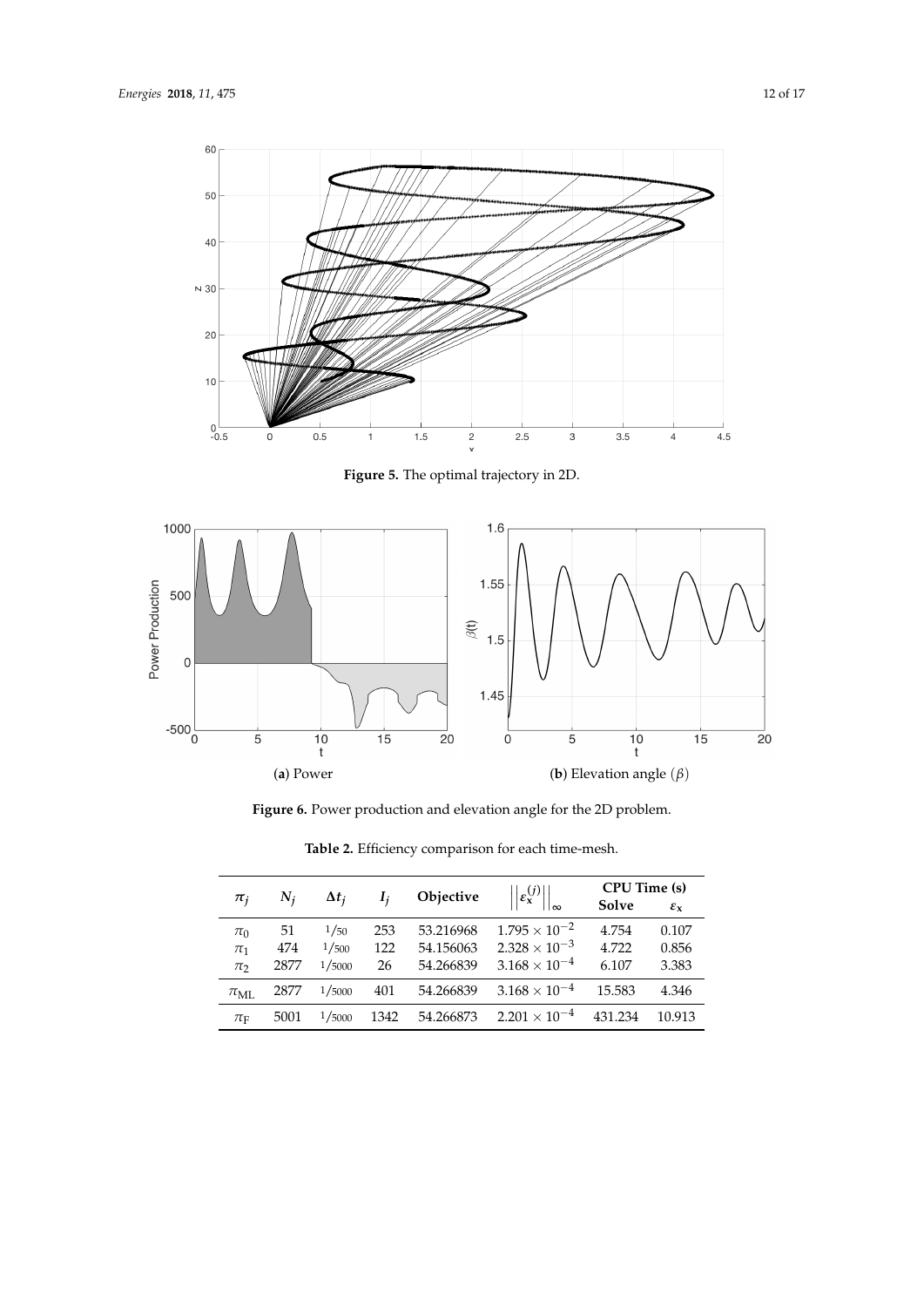**Figure 5.** The optimal trajectory in 2D.

(**a**) Power

(**b**) Elevation angle $(\beta)$

**Figure 6.** Power production and elevation angle for the 2D problem.

**Table 2.** Efficiency comparison for each time-mesh.

| $\pi_j$ | $N_j$ | $\Delta t_j$ | $I_j$ | Objective | $\left\|\left\|\varepsilon_{\mathbf{x}}^{(j)}\right\|\right\|_\infty$ | CPU Time (s) Solve | CPU Time (s) $\varepsilon_{\mathbf{x}}$ |
|---|---|---|---|---|---|---|---|
| $\pi_0$ | 51 | $1/50$ | 253 | 53.216968 | $1.795 \times 10^{-2}$ | 4.754 | 0.107 |
| $\pi_1$ | 474 | $1/500$ | 122 | 54.156063 | $2.328 \times 10^{-3}$ | 4.722 | 0.856 |
| $\pi_2$ | 2877 | $1/5000$ | 26 | 54.266839 | $3.168 \times 10^{-4}$ | 6.107 | 3.383 |
| $\pi_{\text{ML}}$ | 2877 | $1/5000$ | 401 | 54.266839 | $3.168 \times 10^{-4}$ | 15.583 | 4.346 |
| $\pi_{\text{F}}$ | 5001 | $1/5000$ | 1342 | 54.266873 | $2.201 \times 10^{-4}$ | 431.234 | 10.913 |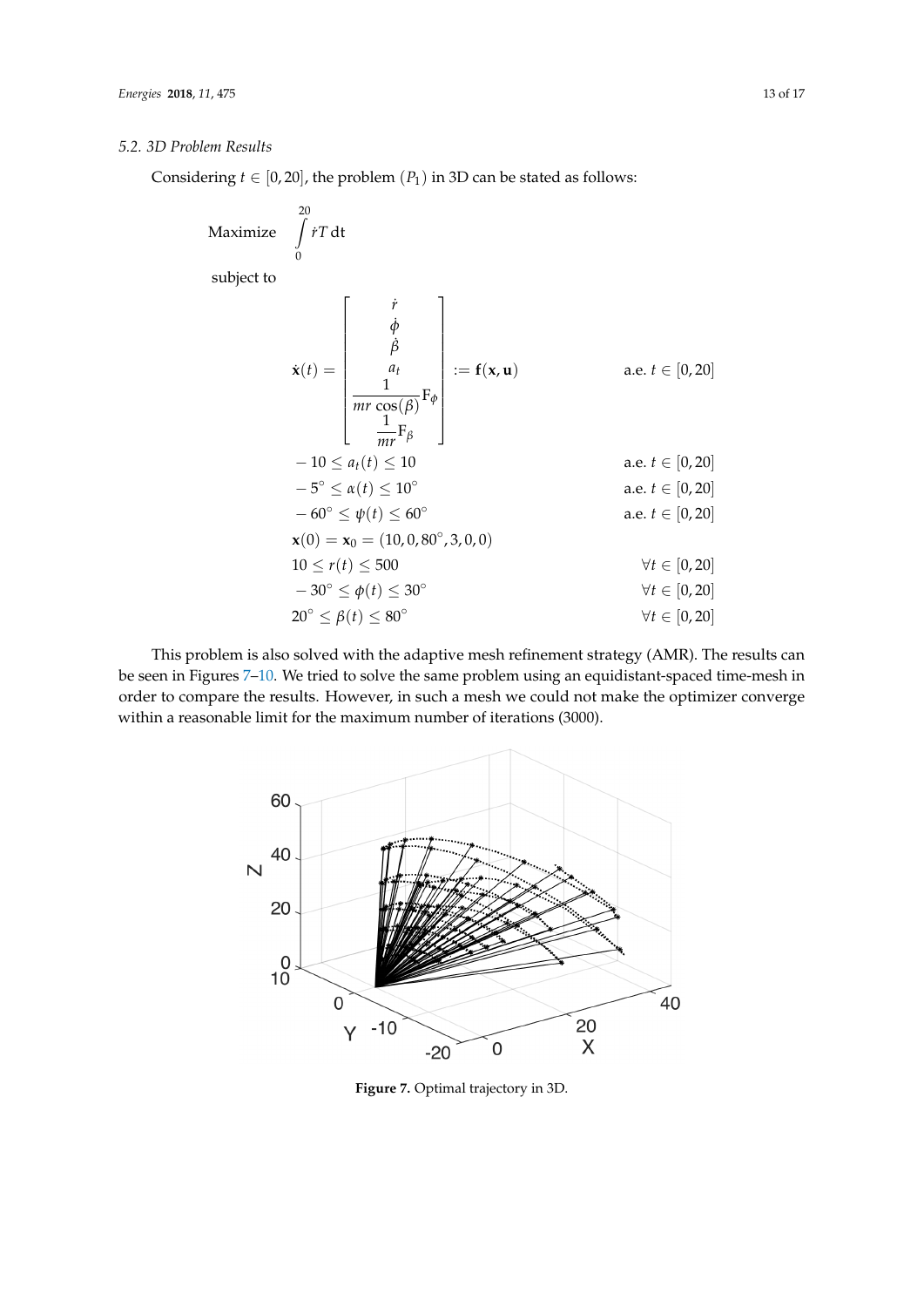### 5.2. 3D Problem Results

Considering $t \in [0, 20]$, the problem $(P_1)$ in 3D can be stated as follows:

$$
\text{Maximize} \quad \int_0^{20} \dot{r}T \, \mathrm{d}t
$$

subject to

$$
\dot{\mathbf{x}}(t) = \begin{bmatrix} \dot{r} \\ \dot{\phi} \\ \dot{\beta} \\ a_t \\ \dfrac{1}{mr\,\cos(\beta)} \mathrm{F}_\phi \\ \dfrac{1}{mr} \mathrm{F}_\beta \end{bmatrix} := \mathbf{f}(\mathbf{x}, \mathbf{u}) \qquad \text{a.e. } t \in [0, 20]
$$

$$
-10 \leq a_t(t) \leq 10 \qquad \text{a.e. } t \in [0, 20]
$$

$$
-5^\circ \leq \alpha(t) \leq 10^\circ \qquad \text{a.e. } t \in [0, 20]
$$

$$
-60^\circ \leq \psi(t) \leq 60^\circ \qquad \text{a.e. } t \in [0, 20]
$$

$$
\mathbf{x}(0) = \mathbf{x}_0 = (10, 0, 80^\circ, 3, 0, 0)
$$

$$
10 \leq r(t) \leq 500 \qquad \forall t \in [0, 20]
$$

$$
-30^\circ \leq \phi(t) \leq 30^\circ \qquad \forall t \in [0, 20]
$$

$$
20^\circ \leq \beta(t) \leq 80^\circ \qquad \forall t \in [0, 20]
$$

This problem is also solved with the adaptive mesh refinement strategy (AMR). The results can be seen in Figures 7–10. We tried to solve the same problem using an equidistant-spaced time-mesh in order to compare the results. However, in such a mesh we could not make the optimizer converge within a reasonable limit for the maximum number of iterations (3000).

**Figure 7.** Optimal trajectory in 3D.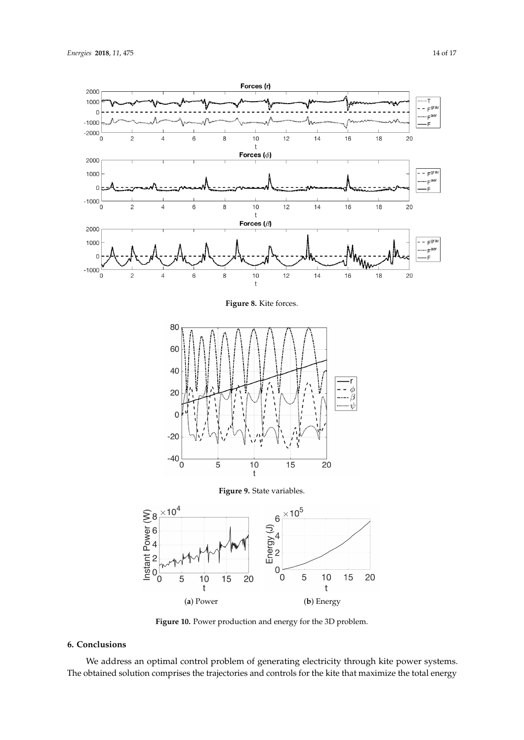**Figure 8.** Kite forces.

**Figure 9.** State variables.

(**a**) Power

(**b**) Energy

**Figure 10.** Power production and energy for the 3D problem.

## 6. Conclusions

We address an optimal control problem of generating electricity through kite power systems. The obtained solution comprises the trajectories and controls for the kite that maximize the total energy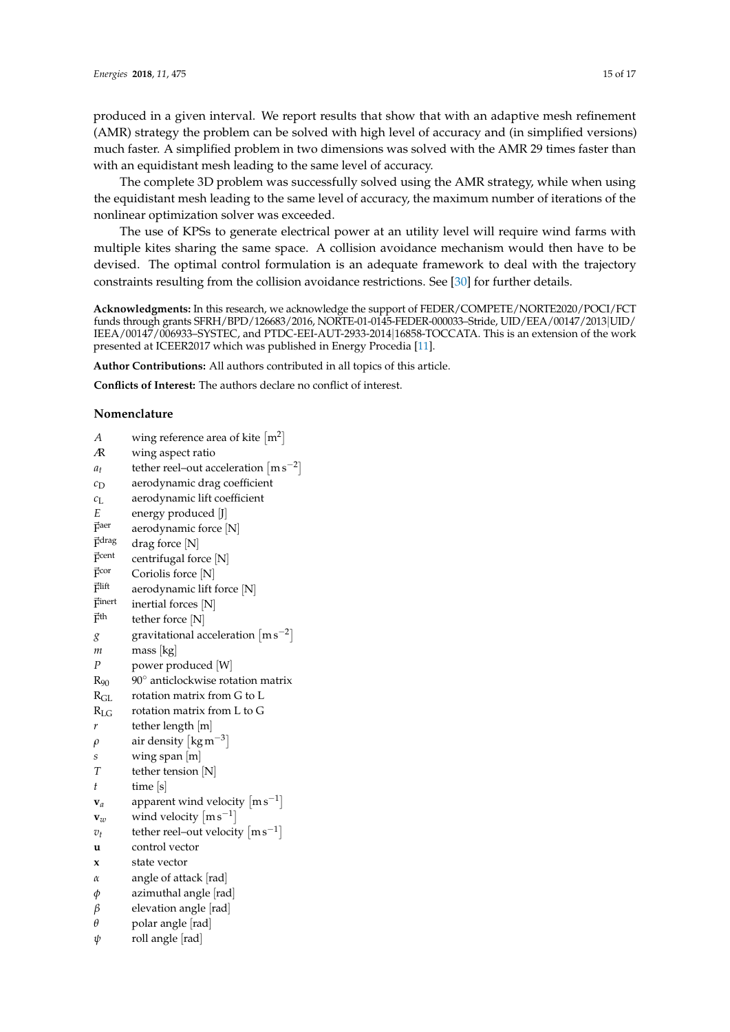produced in a given interval. We report results that show that with an adaptive mesh refinement (AMR) strategy the problem can be solved with high level of accuracy and (in simplified versions) much faster. A simplified problem in two dimensions was solved with the AMR 29 times faster than with an equidistant mesh leading to the same level of accuracy.

The complete 3D problem was successfully solved using the AMR strategy, while when using the equidistant mesh leading to the same level of accuracy, the maximum number of iterations of the nonlinear optimization solver was exceeded.

The use of KPSs to generate electrical power at an utility level will require wind farms with multiple kites sharing the same space. A collision avoidance mechanism would then have to be devised. The optimal control formulation is an adequate framework to deal with the trajectory constraints resulting from the collision avoidance restrictions. See [30] for further details.

**Acknowledgments:** In this research, we acknowledge the support of FEDER/COMPETE/NORTE2020/POCI/FCT funds through grants SFRH/BPD/126683/2016, NORTE-01-0145-FEDER-000033–Stride, UID/EEA/00147/2013|UID/IEEA/00147/006933–SYSTEC, and PTDC-EEI-AUT-2933-2014|16858-TOCCATA. This is an extension of the work presented at ICEER2017 which was published in Energy Procedia [11].

**Author Contributions:** All authors contributed in all topics of this article.

**Conflicts of Interest:** The authors declare no conflict of interest.

## Nomenclature

| | |
|---|---|
| $A$ | wing reference area of kite $[\mathrm{m}^2]$ |
| $\mathcal{R}$ | wing aspect ratio |
| $a_t$ | tether reel–out acceleration $[\mathrm{m\,s^{-2}}]$ |
| $c_D$ | aerodynamic drag coefficient |
| $c_L$ | aerodynamic lift coefficient |
| $E$ | energy produced [J] |
| $\vec{F}^{aer}$ | aerodynamic force [N] |
| $\vec{F}^{drag}$ | drag force [N] |
| $\vec{F}^{cent}$ | centrifugal force [N] |
| $\vec{F}^{cor}$ | Coriolis force [N] |
| $\vec{F}^{lift}$ | aerodynamic lift force [N] |
| $\vec{F}^{inert}$ | inertial forces [N] |
| $\vec{F}^{th}$ | tether force [N] |
| $g$ | gravitational acceleration $[\mathrm{m\,s^{-2}}]$ |
| $m$ | mass [kg] |
| $P$ | power produced [W] |
| $R_{90}$ | 90° anticlockwise rotation matrix |
| $R_{GL}$ | rotation matrix from G to L |
| $R_{LG}$ | rotation matrix from L to G |
| $r$ | tether length [m] |
| $\rho$ | air density $[\mathrm{kg\,m^{-3}}]$ |
| $s$ | wing span [m] |
| $T$ | tether tension [N] |
| $t$ | time [s] |
| $\mathbf{v}_a$ | apparent wind velocity $[\mathrm{m\,s^{-1}}]$ |
| $\mathbf{v}_w$ | wind velocity $[\mathrm{m\,s^{-1}}]$ |
| $v_t$ | tether reel–out velocity $[\mathrm{m\,s^{-1}}]$ |
| $\mathbf{u}$ | control vector |
| $\mathbf{x}$ | state vector |
| $\alpha$ | angle of attack [rad] |
| $\phi$ | azimuthal angle [rad] |
| $\beta$ | elevation angle [rad] |
| $\theta$ | polar angle [rad] |
| $\psi$ | roll angle [rad] |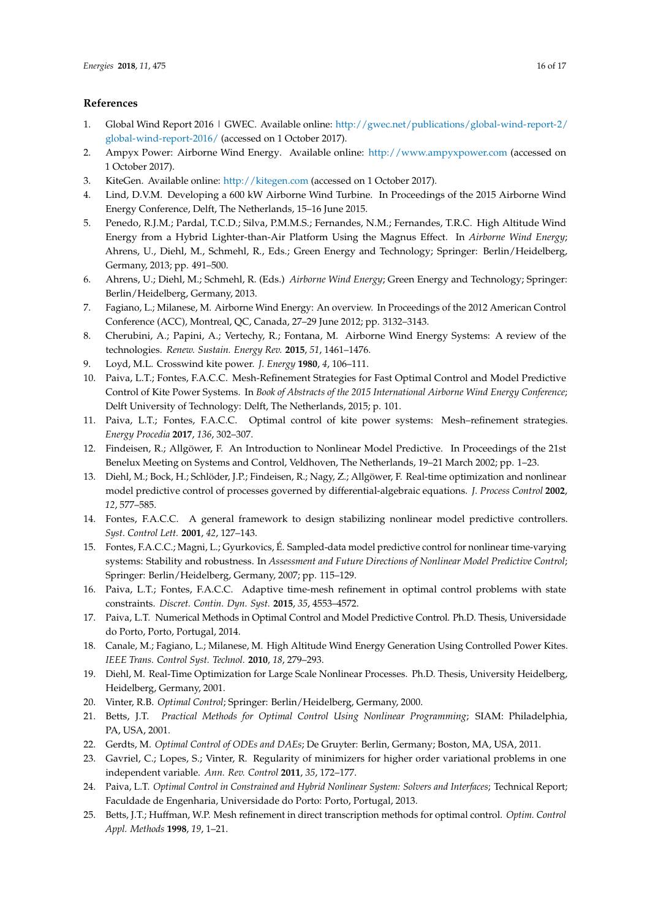## References

1. Global Wind Report 2016 | GWEC. Available online: http://gwec.net/publications/global-wind-report-2/global-wind-report-2016/ (accessed on 1 October 2017).
2. Ampyx Power: Airborne Wind Energy. Available online: http://www.ampyxpower.com (accessed on 1 October 2017).
3. KiteGen. Available online: http://kitegen.com (accessed on 1 October 2017).
4. Lind, D.V.M. Developing a 600 kW Airborne Wind Turbine. In Proceedings of the 2015 Airborne Wind Energy Conference, Delft, The Netherlands, 15–16 June 2015.
5. Penedo, R.J.M.; Pardal, T.C.D.; Silva, P.M.M.S.; Fernandes, N.M.; Fernandes, T.R.C. High Altitude Wind Energy from a Hybrid Lighter-than-Air Platform Using the Magnus Effect. In *Airborne Wind Energy*; Ahrens, U., Diehl, M., Schmehl, R., Eds.; Green Energy and Technology; Springer: Berlin/Heidelberg, Germany, 2013; pp. 491–500.
6. Ahrens, U.; Diehl, M.; Schmehl, R. (Eds.) *Airborne Wind Energy*; Green Energy and Technology; Springer: Berlin/Heidelberg, Germany, 2013.
7. Fagiano, L.; Milanese, M. Airborne Wind Energy: An overview. In Proceedings of the 2012 American Control Conference (ACC), Montreal, QC, Canada, 27–29 June 2012; pp. 3132–3143.
8. Cherubini, A.; Papini, A.; Vertechy, R.; Fontana, M. Airborne Wind Energy Systems: A review of the technologies. *Renew. Sustain. Energy Rev.* **2015**, *51*, 1461–1476.
9. Loyd, M.L. Crosswind kite power. *J. Energy* **1980**, *4*, 106–111.
10. Paiva, L.T.; Fontes, F.A.C.C. Mesh-Refinement Strategies for Fast Optimal Control and Model Predictive Control of Kite Power Systems. In *Book of Abstracts of the 2015 International Airborne Wind Energy Conference*; Delft University of Technology: Delft, The Netherlands, 2015; p. 101.
11. Paiva, L.T.; Fontes, F.A.C.C. Optimal control of kite power systems: Mesh–refinement strategies. *Energy Procedia* **2017**, *136*, 302–307.
12. Findeisen, R.; Allgöwer, F. An Introduction to Nonlinear Model Predictive. In Proceedings of the 21st Benelux Meeting on Systems and Control, Veldhoven, The Netherlands, 19–21 March 2002; pp. 1–23.
13. Diehl, M.; Bock, H.; Schlöder, J.P.; Findeisen, R.; Nagy, Z.; Allgöwer, F. Real-time optimization and nonlinear model predictive control of processes governed by differential-algebraic equations. *J. Process Control* **2002**, *12*, 577–585.
14. Fontes, F.A.C.C. A general framework to design stabilizing nonlinear model predictive controllers. *Syst. Control Lett.* **2001**, *42*, 127–143.
15. Fontes, F.A.C.C.; Magni, L.; Gyurkovics, É. Sampled-data model predictive control for nonlinear time-varying systems: Stability and robustness. In *Assessment and Future Directions of Nonlinear Model Predictive Control*; Springer: Berlin/Heidelberg, Germany, 2007; pp. 115–129.
16. Paiva, L.T.; Fontes, F.A.C.C. Adaptive time-mesh refinement in optimal control problems with state constraints. *Discret. Contin. Dyn. Syst.* **2015**, *35*, 4553–4572.
17. Paiva, L.T. Numerical Methods in Optimal Control and Model Predictive Control. Ph.D. Thesis, Universidade do Porto, Porto, Portugal, 2014.
18. Canale, M.; Fagiano, L.; Milanese, M. High Altitude Wind Energy Generation Using Controlled Power Kites. *IEEE Trans. Control Syst. Technol.* **2010**, *18*, 279–293.
19. Diehl, M. Real-Time Optimization for Large Scale Nonlinear Processes. Ph.D. Thesis, University Heidelberg, Heidelberg, Germany, 2001.
20. Vinter, R.B. *Optimal Control*; Springer: Berlin/Heidelberg, Germany, 2000.
21. Betts, J.T. *Practical Methods for Optimal Control Using Nonlinear Programming*; SIAM: Philadelphia, PA, USA, 2001.
22. Gerdts, M. *Optimal Control of ODEs and DAEs*; De Gruyter: Berlin, Germany; Boston, MA, USA, 2011.
23. Gavriel, C.; Lopes, S.; Vinter, R. Regularity of minimizers for higher order variational problems in one independent variable. *Ann. Rev. Control* **2011**, *35*, 172–177.
24. Paiva, L.T. *Optimal Control in Constrained and Hybrid Nonlinear System: Solvers and Interfaces*; Technical Report; Faculdade de Engenharia, Universidade do Porto: Porto, Portugal, 2013.
25. Betts, J.T.; Huffman, W.P. Mesh refinement in direct transcription methods for optimal control. *Optim. Control Appl. Methods* **1998**, *19*, 1–21.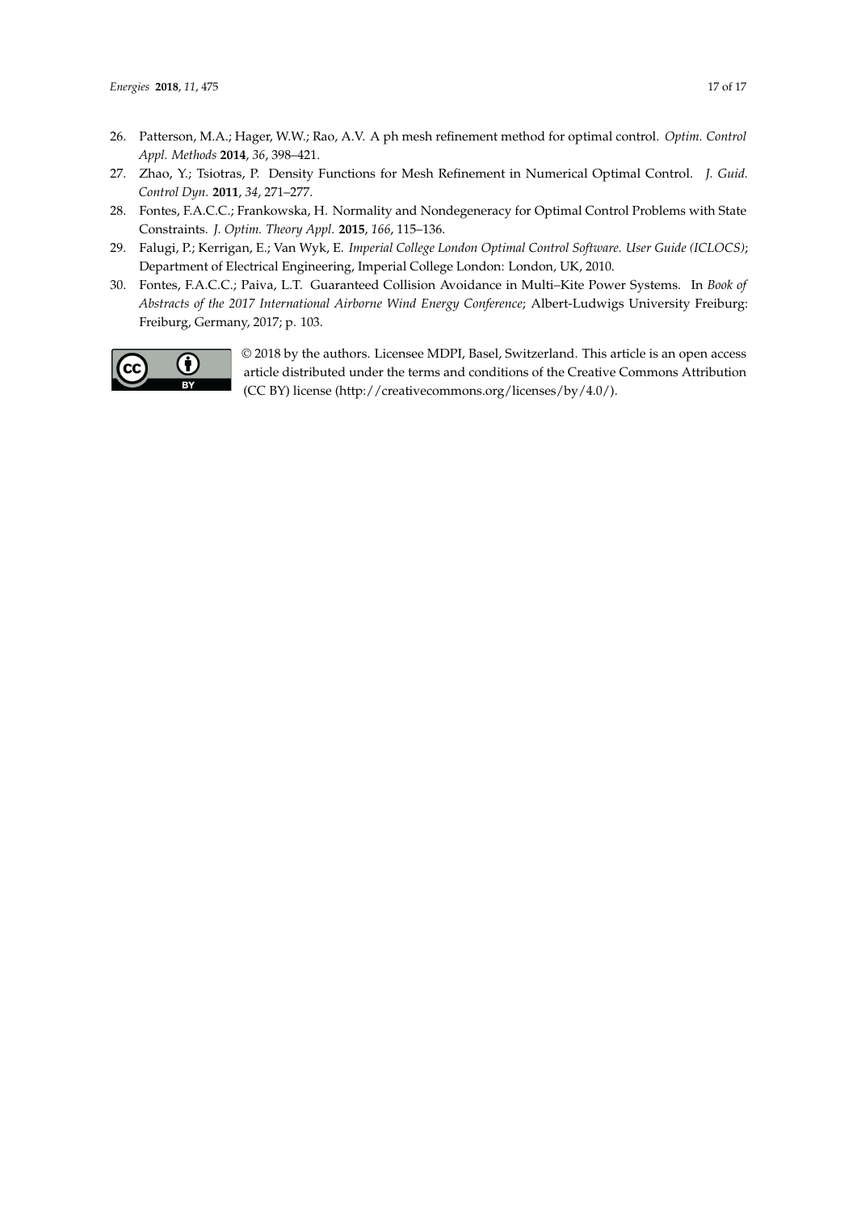26. Patterson, M.A.; Hager, W.W.; Rao, A.V. A ph mesh refinement method for optimal control. *Optim. Control Appl. Methods* **2014**, *36*, 398–421.
27. Zhao, Y.; Tsiotras, P. Density Functions for Mesh Refinement in Numerical Optimal Control. *J. Guid. Control Dyn.* **2011**, *34*, 271–277.
28. Fontes, F.A.C.C.; Frankowska, H. Normality and Nondegeneracy for Optimal Control Problems with State Constraints. *J. Optim. Theory Appl.* **2015**, *166*, 115–136.
29. Falugi, P.; Kerrigan, E.; Van Wyk, E. *Imperial College London Optimal Control Software. User Guide (ICLOCS)*; Department of Electrical Engineering, Imperial College London: London, UK, 2010.
30. Fontes, F.A.C.C.; Paiva, L.T. Guaranteed Collision Avoidance in Multi–Kite Power Systems. In *Book of Abstracts of the 2017 International Airborne Wind Energy Conference*; Albert-Ludwigs University Freiburg: Freiburg, Germany, 2017; p. 103.

© 2018 by the authors. Licensee MDPI, Basel, Switzerland. This article is an open access article distributed under the terms and conditions of the Creative Commons Attribution (CC BY) license (http://creativecommons.org/licenses/by/4.0/).